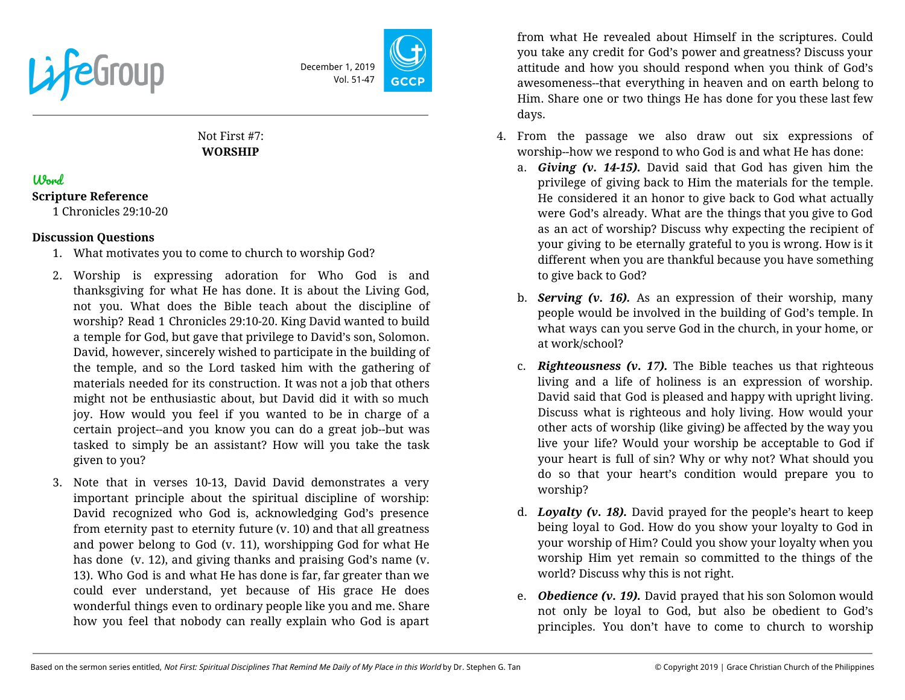LifeGroup

December 1, 2019
Vol. 51-47

GCCP

Not First #7:
**WORSHIP**

## Word

**Scripture Reference**

1 Chronicles 29:10-20

**Discussion Questions**

1. What motivates you to come to church to worship God?
2. Worship is expressing adoration for Who God is and thanksgiving for what He has done. It is about the Living God, not you. What does the Bible teach about the discipline of worship? Read 1 Chronicles 29:10-20. King David wanted to build a temple for God, but gave that privilege to David's son, Solomon. David, however, sincerely wished to participate in the building of the temple, and so the Lord tasked him with the gathering of materials needed for its construction. It was not a job that others might not be enthusiastic about, but David did it with so much joy. How would you feel if you wanted to be in charge of a certain project--and you know you can do a great job--but was tasked to simply be an assistant? How will you take the task given to you?
3. Note that in verses 10-13, David David demonstrates a very important principle about the spiritual discipline of worship: David recognized who God is, acknowledging God's presence from eternity past to eternity future (v. 10) and that all greatness and power belong to God (v. 11), worshipping God for what He has done (v. 12), and giving thanks and praising God's name (v. 13). Who God is and what He has done is far, far greater than we could ever understand, yet because of His grace He does wonderful things even to ordinary people like you and me. Share how you feel that nobody can really explain who God is apart from what He revealed about Himself in the scriptures. Could you take any credit for God's power and greatness? Discuss your attitude and how you should respond when you think of God's awesomeness--that everything in heaven and on earth belong to Him. Share one or two things He has done for you these last few days.
4. From the passage we also draw out six expressions of worship--how we respond to who God is and what He has done:
   a. ***Giving (v. 14-15).*** David said that God has given him the privilege of giving back to Him the materials for the temple. He considered it an honor to give back to God what actually were God's already. What are the things that you give to God as an act of worship? Discuss why expecting the recipient of your giving to be eternally grateful to you is wrong. How is it different when you are thankful because you have something to give back to God?
   b. ***Serving (v. 16).*** As an expression of their worship, many people would be involved in the building of God's temple. In what ways can you serve God in the church, in your home, or at work/school?
   c. ***Righteousness (v. 17).*** The Bible teaches us that righteous living and a life of holiness is an expression of worship. David said that God is pleased and happy with upright living. Discuss what is righteous and holy living. How would your other acts of worship (like giving) be affected by the way you live your life? Would your worship be acceptable to God if your heart is full of sin? Why or why not? What should you do so that your heart's condition would prepare you to worship?
   d. ***Loyalty (v. 18).*** David prayed for the people's heart to keep being loyal to God. How do you show your loyalty to God in your worship of Him? Could you show your loyalty when you worship Him yet remain so committed to the things of the world? Discuss why this is not right.
   e. ***Obedience (v. 19).*** David prayed that his son Solomon would not only be loyal to God, but also be obedient to God's principles. You don't have to come to church to worship

Based on the sermon series entitled, *Not First: Spiritual Disciplines That Remind Me Daily of My Place in this World* by Dr. Stephen G. Tan

© Copyright 2019 | Grace Christian Church of the Philippines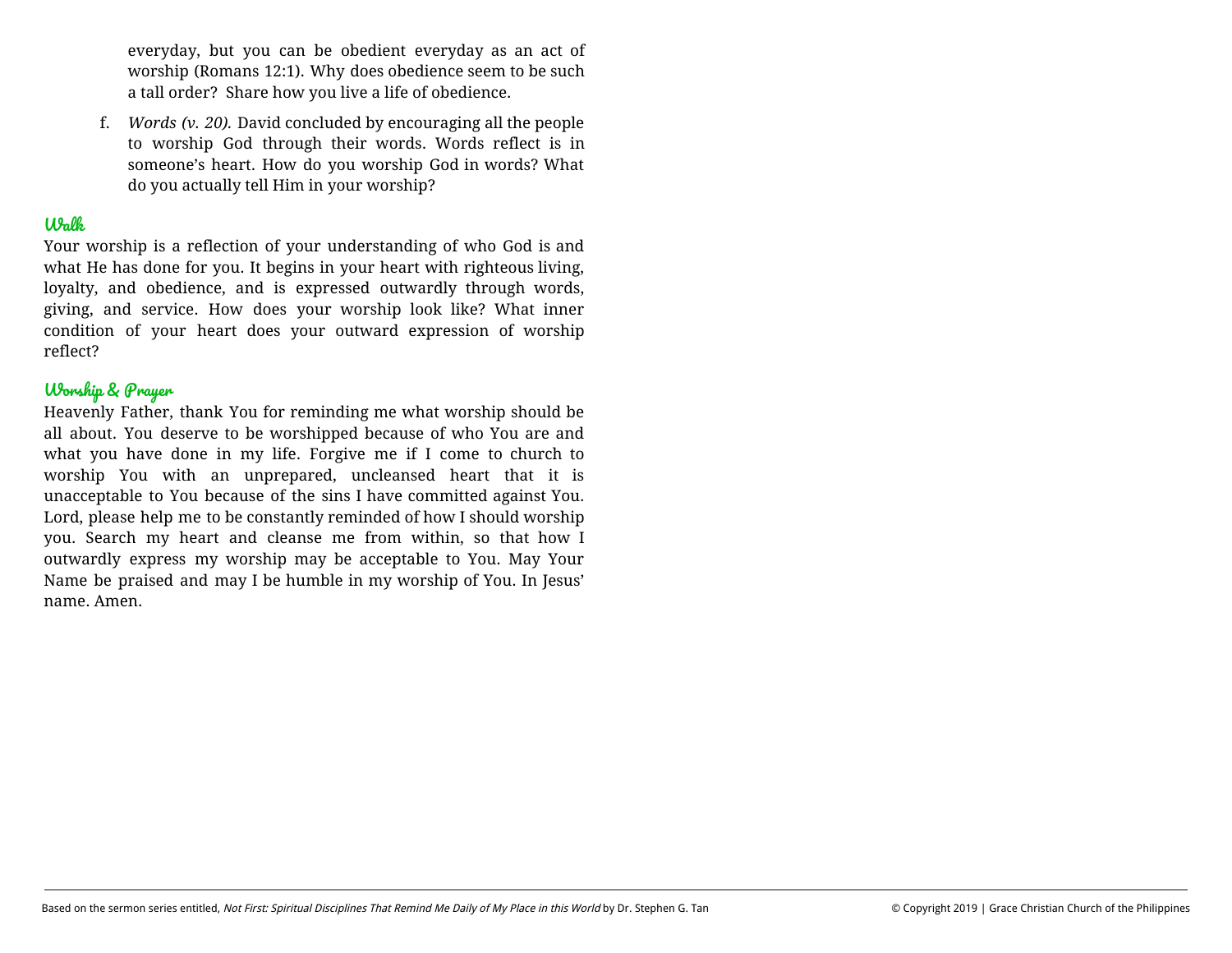everyday, but you can be obedient everyday as an act of worship (Romans 12:1). Why does obedience seem to be such a tall order? Share how you live a life of obedience.

f. *Words (v. 20).* David concluded by encouraging all the people to worship God through their words. Words reflect is in someone's heart. How do you worship God in words? What do you actually tell Him in your worship?

## Walk

Your worship is a reflection of your understanding of who God is and what He has done for you. It begins in your heart with righteous living, loyalty, and obedience, and is expressed outwardly through words, giving, and service. How does your worship look like? What inner condition of your heart does your outward expression of worship reflect?

## Worship & Prayer

Heavenly Father, thank You for reminding me what worship should be all about. You deserve to be worshipped because of who You are and what you have done in my life. Forgive me if I come to church to worship You with an unprepared, uncleansed heart that it is unacceptable to You because of the sins I have committed against You. Lord, please help me to be constantly reminded of how I should worship you. Search my heart and cleanse me from within, so that how I outwardly express my worship may be acceptable to You. May Your Name be praised and may I be humble in my worship of You. In Jesus' name. Amen.

Based on the sermon series entitled, *Not First: Spiritual Disciplines That Remind Me Daily of My Place in this World* by Dr. Stephen G. Tan

© Copyright 2019 | Grace Christian Church of the Philippines